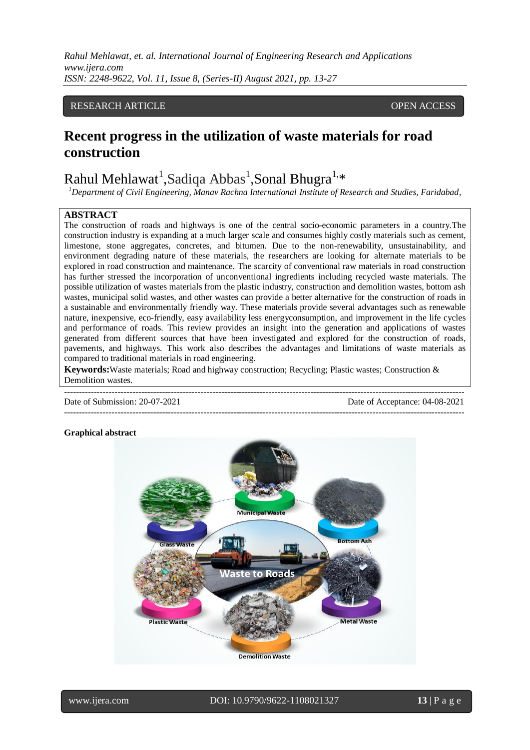RESEARCH ARTICLE OPEN ACCESS

# Recent progress in the utilization of waste materials for road construction

Rahul Mehlawat[1],Sadiqa Abbas[1],Sonal Bhugra[1,*]

[1]*Department of Civil Engineering, Manav Rachna International Institute of Research and Studies, Faridabad,*

## ABSTRACT

The construction of roads and highways is one of the central socio-economic parameters in a country.The construction industry is expanding at a much larger scale and consumes highly costly materials such as cement, limestone, stone aggregates, concretes, and bitumen. Due to the non-renewability, unsustainability, and environment degrading nature of these materials, the researchers are looking for alternate materials to be explored in road construction and maintenance. The scarcity of conventional raw materials in road construction has further stressed the incorporation of unconventional ingredients including recycled waste materials. The possible utilization of wastes materials from the plastic industry, construction and demolition wastes, bottom ash wastes, municipal solid wastes, and other wastes can provide a better alternative for the construction of roads in a sustainable and environmentally friendly way. These materials provide several advantages such as renewable nature, inexpensive, eco-friendly, easy availability less energyconsumption, and improvement in the life cycles and performance of roads. This review provides an insight into the generation and applications of wastes generated from different sources that have been investigated and explored for the construction of roads, pavements, and highways. This work also describes the advantages and limitations of waste materials as compared to traditional materials in road engineering.

**Keywords:**Waste materials; Road and highway construction; Recycling; Plastic wastes; Construction & Demolition wastes.

---

Date of Submission: 20-07-2021 Date of Acceptance: 04-08-2021

---

**Graphical abstract**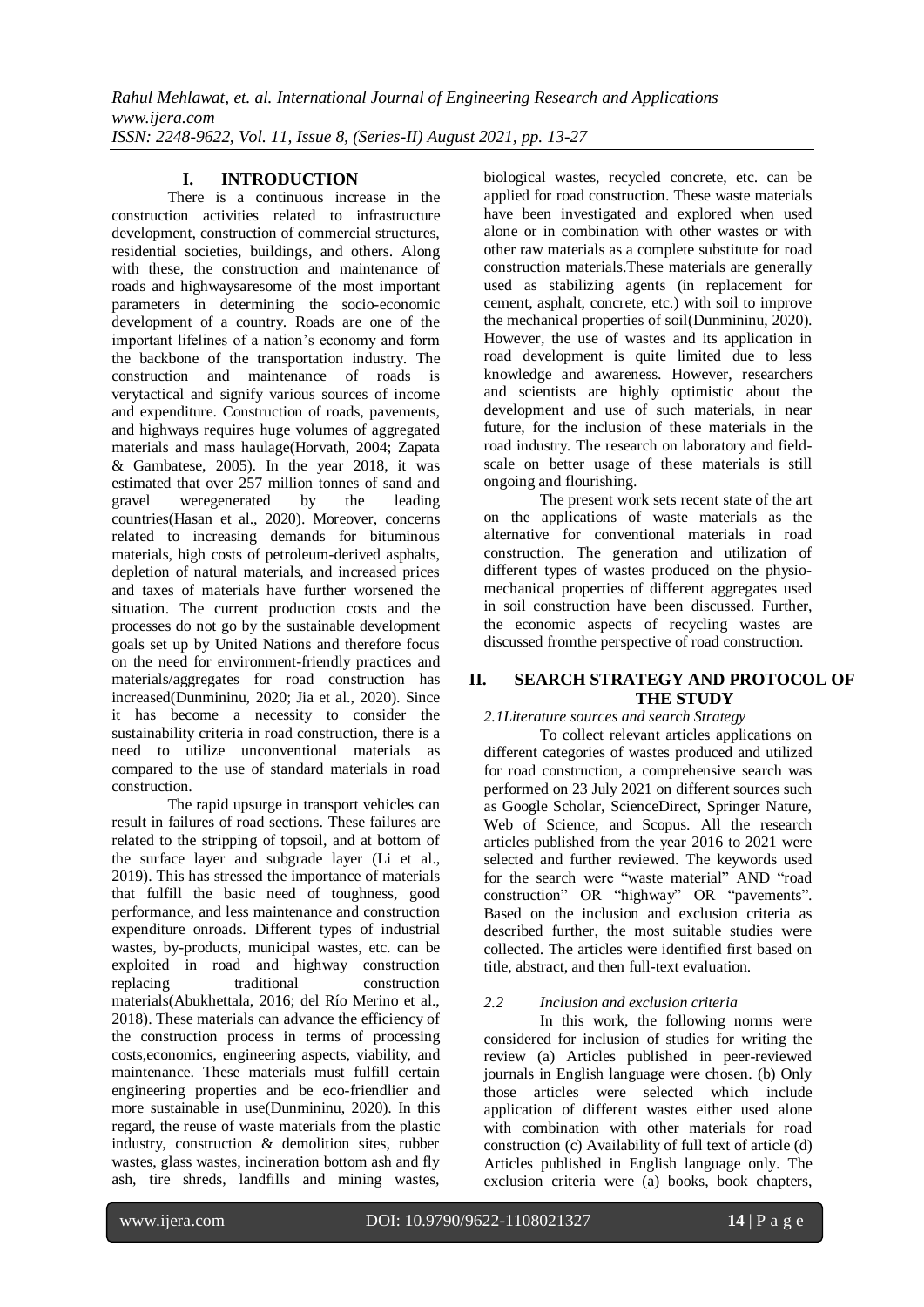## I. INTRODUCTION

There is a continuous increase in the construction activities related to infrastructure development, construction of commercial structures, residential societies, buildings, and others. Along with these, the construction and maintenance of roads and highwaysaresome of the most important parameters in determining the socio-economic development of a country. Roads are one of the important lifelines of a nation's economy and form the backbone of the transportation industry. The construction and maintenance of roads is verytactical and signify various sources of income and expenditure. Construction of roads, pavements, and highways requires huge volumes of aggregated materials and mass haulage(Horvath, 2004; Zapata & Gambatese, 2005). In the year 2018, it was estimated that over 257 million tonnes of sand and gravel weregenerated by the leading countries(Hasan et al., 2020). Moreover, concerns related to increasing demands for bituminous materials, high costs of petroleum-derived asphalts, depletion of natural materials, and increased prices and taxes of materials have further worsened the situation. The current production costs and the processes do not go by the sustainable development goals set up by United Nations and therefore focus on the need for environment-friendly practices and materials/aggregates for road construction has increased(Dunmininu, 2020; Jia et al., 2020). Since it has become a necessity to consider the sustainability criteria in road construction, there is a need to utilize unconventional materials as compared to the use of standard materials in road construction.

The rapid upsurge in transport vehicles can result in failures of road sections. These failures are related to the stripping of topsoil, and at bottom of the surface layer and subgrade layer (Li et al., 2019). This has stressed the importance of materials that fulfill the basic need of toughness, good performance, and less maintenance and construction expenditure onroads. Different types of industrial wastes, by-products, municipal wastes, etc. can be exploited in road and highway construction replacing traditional construction materials(Abukhettala, 2016; del Río Merino et al., 2018). These materials can advance the efficiency of the construction process in terms of processing costs,economics, engineering aspects, viability, and maintenance. These materials must fulfill certain engineering properties and be eco-friendlier and more sustainable in use(Dunmininu, 2020). In this regard, the reuse of waste materials from the plastic industry, construction & demolition sites, rubber wastes, glass wastes, incineration bottom ash and fly ash, tire shreds, landfills and mining wastes, biological wastes, recycled concrete, etc. can be applied for road construction. These waste materials have been investigated and explored when used alone or in combination with other wastes or with other raw materials as a complete substitute for road construction materials.These materials are generally used as stabilizing agents (in replacement for cement, asphalt, concrete, etc.) with soil to improve the mechanical properties of soil(Dunmininu, 2020). However, the use of wastes and its application in road development is quite limited due to less knowledge and awareness. However, researchers and scientists are highly optimistic about the development and use of such materials, in near future, for the inclusion of these materials in the road industry. The research on laboratory and field-scale on better usage of these materials is still ongoing and flourishing.

The present work sets recent state of the art on the applications of waste materials as the alternative for conventional materials in road construction. The generation and utilization of different types of wastes produced on the physio-mechanical properties of different aggregates used in soil construction have been discussed. Further, the economic aspects of recycling wastes are discussed fromthe perspective of road construction.

## II. SEARCH STRATEGY AND PROTOCOL OF THE STUDY

### *2.1Literature sources and search Strategy*

To collect relevant articles applications on different categories of wastes produced and utilized for road construction, a comprehensive search was performed on 23 July 2021 on different sources such as Google Scholar, ScienceDirect, Springer Nature, Web of Science, and Scopus. All the research articles published from the year 2016 to 2021 were selected and further reviewed. The keywords used for the search were "waste material" AND "road construction" OR "highway" OR "pavements". Based on the inclusion and exclusion criteria as described further, the most suitable studies were collected. The articles were identified first based on title, abstract, and then full-text evaluation.

### *2.2 Inclusion and exclusion criteria*

In this work, the following norms were considered for inclusion of studies for writing the review (a) Articles published in peer-reviewed journals in English language were chosen. (b) Only those articles were selected which include application of different wastes either used alone with combination with other materials for road construction (c) Availability of full text of article (d) Articles published in English language only. The exclusion criteria were (a) books, book chapters,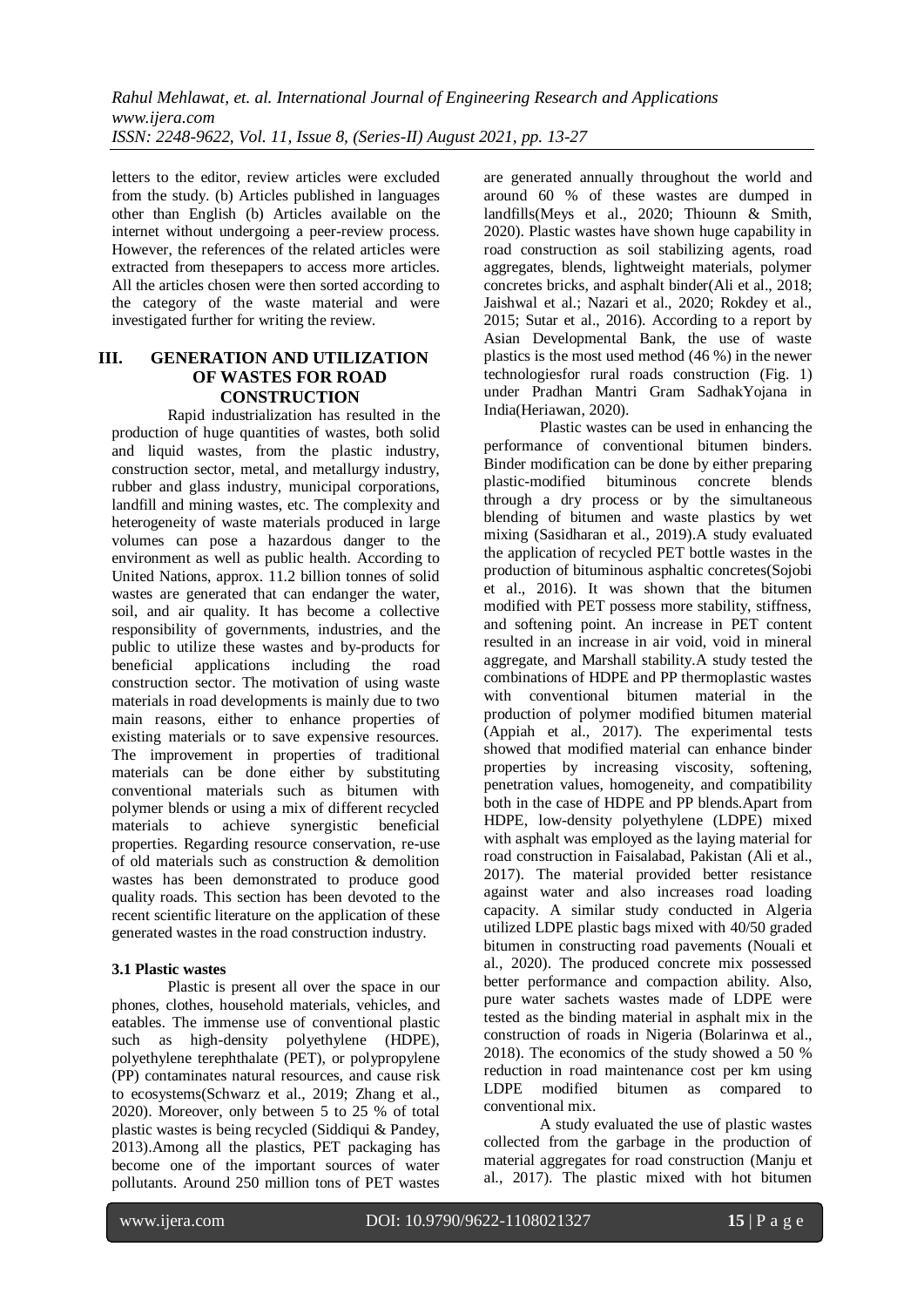letters to the editor, review articles were excluded from the study. (b) Articles published in languages other than English (b) Articles available on the internet without undergoing a peer-review process. However, the references of the related articles were extracted from thesepapers to access more articles. All the articles chosen were then sorted according to the category of the waste material and were investigated further for writing the review.

## III. GENERATION AND UTILIZATION OF WASTES FOR ROAD CONSTRUCTION

Rapid industrialization has resulted in the production of huge quantities of wastes, both solid and liquid wastes, from the plastic industry, construction sector, metal, and metallurgy industry, rubber and glass industry, municipal corporations, landfill and mining wastes, etc. The complexity and heterogeneity of waste materials produced in large volumes can pose a hazardous danger to the environment as well as public health. According to United Nations, approx. 11.2 billion tonnes of solid wastes are generated that can endanger the water, soil, and air quality. It has become a collective responsibility of governments, industries, and the public to utilize these wastes and by-products for beneficial applications including the road construction sector. The motivation of using waste materials in road developments is mainly due to two main reasons, either to enhance properties of existing materials or to save expensive resources. The improvement in properties of traditional materials can be done either by substituting conventional materials such as bitumen with polymer blends or using a mix of different recycled materials to achieve synergistic beneficial properties. Regarding resource conservation, re-use of old materials such as construction & demolition wastes has been demonstrated to produce good quality roads. This section has been devoted to the recent scientific literature on the application of these generated wastes in the road construction industry.

### 3.1 Plastic wastes

Plastic is present all over the space in our phones, clothes, household materials, vehicles, and eatables. The immense use of conventional plastic such as high-density polyethylene (HDPE), polyethylene terephthalate (PET), or polypropylene (PP) contaminates natural resources, and cause risk to ecosystems(Schwarz et al., 2019; Zhang et al., 2020). Moreover, only between 5 to 25 % of total plastic wastes is being recycled (Siddiqui & Pandey, 2013).Among all the plastics, PET packaging has become one of the important sources of water pollutants. Around 250 million tons of PET wastes are generated annually throughout the world and around 60 % of these wastes are dumped in landfills(Meys et al., 2020; Thiounn & Smith, 2020). Plastic wastes have shown huge capability in road construction as soil stabilizing agents, road aggregates, blends, lightweight materials, polymer concretes bricks, and asphalt binder(Ali et al., 2018; Jaishwal et al.; Nazari et al., 2020; Rokdey et al., 2015; Sutar et al., 2016). According to a report by Asian Developmental Bank, the use of waste plastics is the most used method (46 %) in the newer technologiesfor rural roads construction (Fig. 1) under Pradhan Mantri Gram SadhakYojana in India(Heriawan, 2020).

Plastic wastes can be used in enhancing the performance of conventional bitumen binders. Binder modification can be done by either preparing plastic-modified bituminous concrete blends through a dry process or by the simultaneous blending of bitumen and waste plastics by wet mixing (Sasidharan et al., 2019).A study evaluated the application of recycled PET bottle wastes in the production of bituminous asphaltic concretes(Sojobi et al., 2016). It was shown that the bitumen modified with PET possess more stability, stiffness, and softening point. An increase in PET content resulted in an increase in air void, void in mineral aggregate, and Marshall stability.A study tested the combinations of HDPE and PP thermoplastic wastes with conventional bitumen material in the production of polymer modified bitumen material (Appiah et al., 2017). The experimental tests showed that modified material can enhance binder properties by increasing viscosity, softening, penetration values, homogeneity, and compatibility both in the case of HDPE and PP blends.Apart from HDPE, low-density polyethylene (LDPE) mixed with asphalt was employed as the laying material for road construction in Faisalabad, Pakistan (Ali et al., 2017). The material provided better resistance against water and also increases road loading capacity. A similar study conducted in Algeria utilized LDPE plastic bags mixed with 40/50 graded bitumen in constructing road pavements (Nouali et al., 2020). The produced concrete mix possessed better performance and compaction ability. Also, pure water sachets wastes made of LDPE were tested as the binding material in asphalt mix in the construction of roads in Nigeria (Bolarinwa et al., 2018). The economics of the study showed a 50 % reduction in road maintenance cost per km using LDPE modified bitumen as compared to conventional mix.

A study evaluated the use of plastic wastes collected from the garbage in the production of material aggregates for road construction (Manju et al., 2017). The plastic mixed with hot bitumen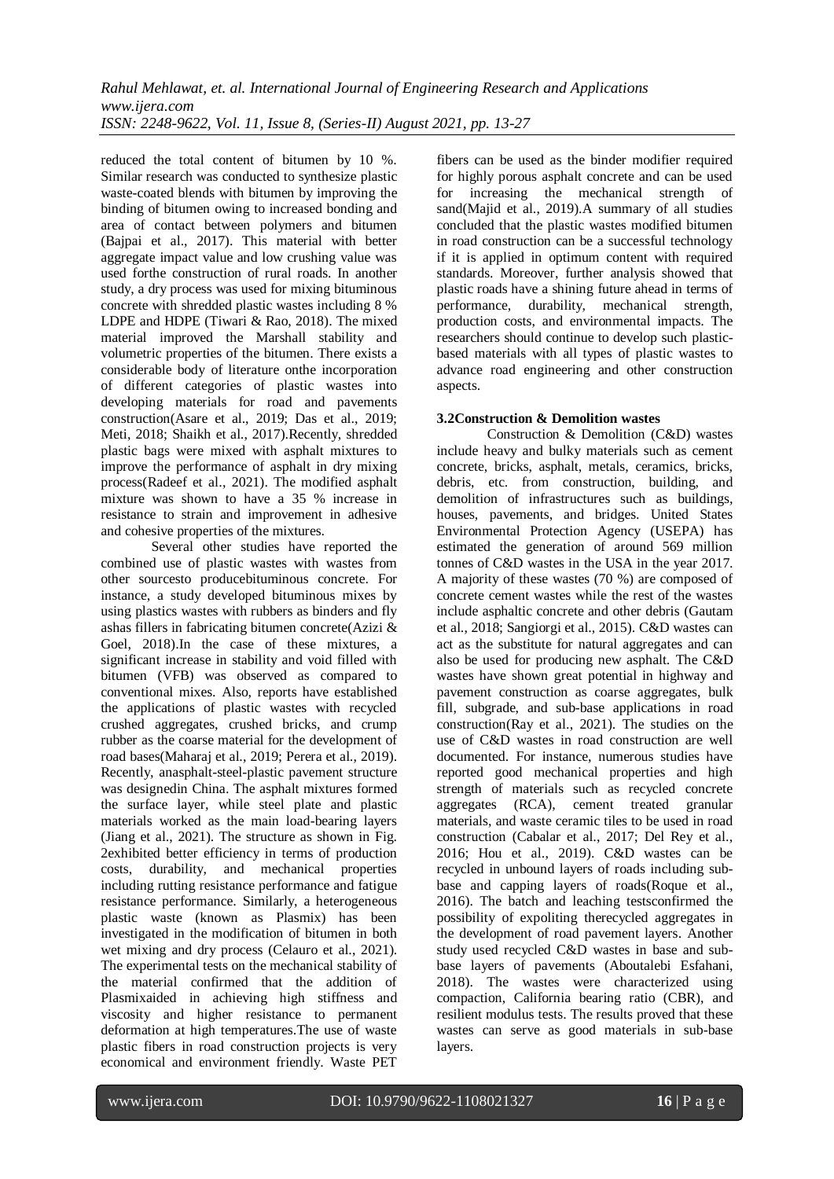reduced the total content of bitumen by 10 %. Similar research was conducted to synthesize plastic waste-coated blends with bitumen by improving the binding of bitumen owing to increased bonding and area of contact between polymers and bitumen (Bajpai et al., 2017). This material with better aggregate impact value and low crushing value was used forthe construction of rural roads. In another study, a dry process was used for mixing bituminous concrete with shredded plastic wastes including 8 % LDPE and HDPE (Tiwari & Rao, 2018). The mixed material improved the Marshall stability and volumetric properties of the bitumen. There exists a considerable body of literature onthe incorporation of different categories of plastic wastes into developing materials for road and pavements construction(Asare et al., 2019; Das et al., 2019; Meti, 2018; Shaikh et al., 2017).Recently, shredded plastic bags were mixed with asphalt mixtures to improve the performance of asphalt in dry mixing process(Radeef et al., 2021). The modified asphalt mixture was shown to have a 35 % increase in resistance to strain and improvement in adhesive and cohesive properties of the mixtures.

Several other studies have reported the combined use of plastic wastes with wastes from other sourcesto producebituminous concrete. For instance, a study developed bituminous mixes by using plastics wastes with rubbers as binders and fly ashas fillers in fabricating bitumen concrete(Azizi & Goel, 2018).In the case of these mixtures, a significant increase in stability and void filled with bitumen (VFB) was observed as compared to conventional mixes. Also, reports have established the applications of plastic wastes with recycled crushed aggregates, crushed bricks, and crump rubber as the coarse material for the development of road bases(Maharaj et al., 2019; Perera et al., 2019). Recently, anasphalt-steel-plastic pavement structure was designedin China. The asphalt mixtures formed the surface layer, while steel plate and plastic materials worked as the main load-bearing layers (Jiang et al., 2021). The structure as shown in Fig. 2exhibited better efficiency in terms of production costs, durability, and mechanical properties including rutting resistance performance and fatigue resistance performance. Similarly, a heterogeneous plastic waste (known as Plasmix) has been investigated in the modification of bitumen in both wet mixing and dry process (Celauro et al., 2021). The experimental tests on the mechanical stability of the material confirmed that the addition of Plasmixaided in achieving high stiffness and viscosity and higher resistance to permanent deformation at high temperatures.The use of waste plastic fibers in road construction projects is very economical and environment friendly. Waste PET fibers can be used as the binder modifier required for highly porous asphalt concrete and can be used for increasing the mechanical strength of sand(Majid et al., 2019).A summary of all studies concluded that the plastic wastes modified bitumen in road construction can be a successful technology if it is applied in optimum content with required standards. Moreover, further analysis showed that plastic roads have a shining future ahead in terms of performance, durability, mechanical strength, production costs, and environmental impacts. The researchers should continue to develop such plastic-based materials with all types of plastic wastes to advance road engineering and other construction aspects.

### 3.2Construction & Demolition wastes

Construction & Demolition (C&D) wastes include heavy and bulky materials such as cement concrete, bricks, asphalt, metals, ceramics, bricks, debris, etc. from construction, building, and demolition of infrastructures such as buildings, houses, pavements, and bridges. United States Environmental Protection Agency (USEPA) has estimated the generation of around 569 million tonnes of C&D wastes in the USA in the year 2017. A majority of these wastes (70 %) are composed of concrete cement wastes while the rest of the wastes include asphaltic concrete and other debris (Gautam et al., 2018; Sangiorgi et al., 2015). C&D wastes can act as the substitute for natural aggregates and can also be used for producing new asphalt. The C&D wastes have shown great potential in highway and pavement construction as coarse aggregates, bulk fill, subgrade, and sub-base applications in road construction(Ray et al., 2021). The studies on the use of C&D wastes in road construction are well documented. For instance, numerous studies have reported good mechanical properties and high strength of materials such as recycled concrete aggregates (RCA), cement treated granular materials, and waste ceramic tiles to be used in road construction (Cabalar et al., 2017; Del Rey et al., 2016; Hou et al., 2019). C&D wastes can be recycled in unbound layers of roads including sub-base and capping layers of roads(Roque et al., 2016). The batch and leaching testsconfirmed the possibility of expoliting therecycled aggregates in the development of road pavement layers. Another study used recycled C&D wastes in base and sub-base layers of pavements (Aboutalebi Esfahani, 2018). The wastes were characterized using compaction, California bearing ratio (CBR), and resilient modulus tests. The results proved that these wastes can serve as good materials in sub-base layers.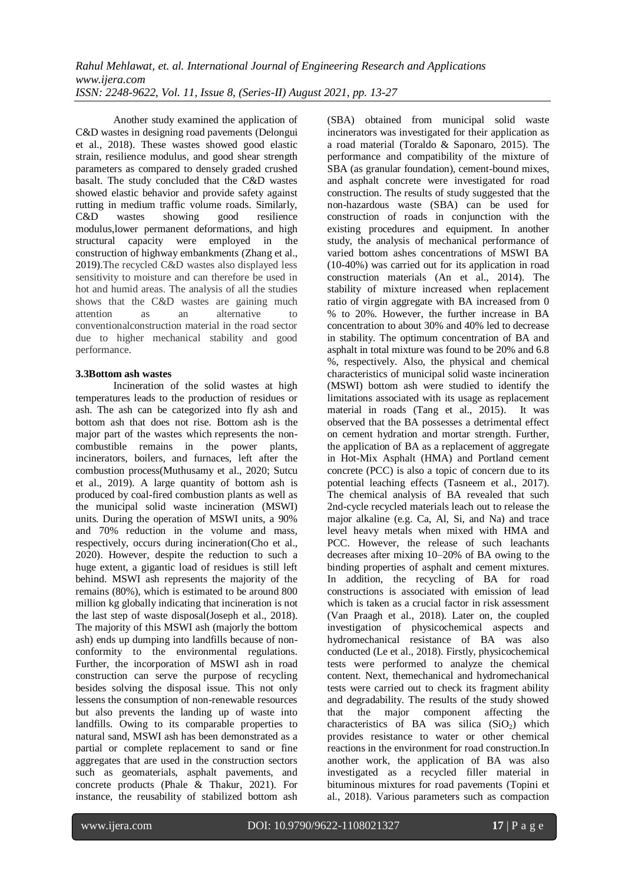Another study examined the application of C&D wastes in designing road pavements (Delongui et al., 2018). These wastes showed good elastic strain, resilience modulus, and good shear strength parameters as compared to densely graded crushed basalt. The study concluded that the C&D wastes showed elastic behavior and provide safety against rutting in medium traffic volume roads. Similarly, C&D wastes showing good resilience modulus,lower permanent deformations, and high structural capacity were employed in the construction of highway embankments (Zhang et al., 2019).The recycled C&D wastes also displayed less sensitivity to moisture and can therefore be used in hot and humid areas. The analysis of all the studies shows that the C&D wastes are gaining much attention as an alternative to conventionalconstruction material in the road sector due to higher mechanical stability and good performance.

### 3.3Bottom ash wastes

Incineration of the solid wastes at high temperatures leads to the production of residues or ash. The ash can be categorized into fly ash and bottom ash that does not rise. Bottom ash is the major part of the wastes which represents the non-combustible remains in the power plants, incinerators, boilers, and furnaces, left after the combustion process(Muthusamy et al., 2020; Sutcu et al., 2019). A large quantity of bottom ash is produced by coal-fired combustion plants as well as the municipal solid waste incineration (MSWI) units. During the operation of MSWI units, a 90% and 70% reduction in the volume and mass, respectively, occurs during incineration(Cho et al., 2020). However, despite the reduction to such a huge extent, a gigantic load of residues is still left behind. MSWI ash represents the majority of the remains (80%), which is estimated to be around 800 million kg globally indicating that incineration is not the last step of waste disposal(Joseph et al., 2018). The majority of this MSWI ash (majorly the bottom ash) ends up dumping into landfills because of non-conformity to the environmental regulations. Further, the incorporation of MSWI ash in road construction can serve the purpose of recycling besides solving the disposal issue. This not only lessens the consumption of non-renewable resources but also prevents the landing up of waste into landfills. Owing to its comparable properties to natural sand, MSWI ash has been demonstrated as a partial or complete replacement to sand or fine aggregates that are used in the construction sectors such as geomaterials, asphalt pavements, and concrete products (Phale & Thakur, 2021). For instance, the reusability of stabilized bottom ash (SBA) obtained from municipal solid waste incinerators was investigated for their application as a road material (Toraldo & Saponaro, 2015). The performance and compatibility of the mixture of SBA (as granular foundation), cement-bound mixes, and asphalt concrete were investigated for road construction. The results of study suggested that the non-hazardous waste (SBA) can be used for construction of roads in conjunction with the existing procedures and equipment. In another study, the analysis of mechanical performance of varied bottom ashes concentrations of MSWI BA (10-40%) was carried out for its application in road construction materials (An et al., 2014). The stability of mixture increased when replacement ratio of virgin aggregate with BA increased from 0 % to 20%. However, the further increase in BA concentration to about 30% and 40% led to decrease in stability. The optimum concentration of BA and asphalt in total mixture was found to be 20% and 6.8 %, respectively. Also, the physical and chemical characteristics of municipal solid waste incineration (MSWI) bottom ash were studied to identify the limitations associated with its usage as replacement material in roads (Tang et al., 2015). It was observed that the BA possesses a detrimental effect on cement hydration and mortar strength. Further, the application of BA as a replacement of aggregate in Hot-Mix Asphalt (HMA) and Portland cement concrete (PCC) is also a topic of concern due to its potential leaching effects (Tasneem et al., 2017). The chemical analysis of BA revealed that such 2nd-cycle recycled materials leach out to release the major alkaline (e.g. Ca, Al, Si, and Na) and trace level heavy metals when mixed with HMA and PCC. However, the release of such leachants decreases after mixing 10–20% of BA owing to the binding properties of asphalt and cement mixtures. In addition, the recycling of BA for road constructions is associated with emission of lead which is taken as a crucial factor in risk assessment (Van Praagh et al., 2018). Later on, the coupled investigation of physicochemical aspects and hydromechanical resistance of BA was also conducted (Le et al., 2018). Firstly, physicochemical tests were performed to analyze the chemical content. Next, themechanical and hydromechanical tests were carried out to check its fragment ability and degradability. The results of the study showed that the major component affecting the characteristics of BA was silica ($SiO_2$) which provides resistance to water or other chemical reactions in the environment for road construction.In another work, the application of BA was also investigated as a recycled filler material in bituminous mixtures for road pavements (Topini et al., 2018). Various parameters such as compaction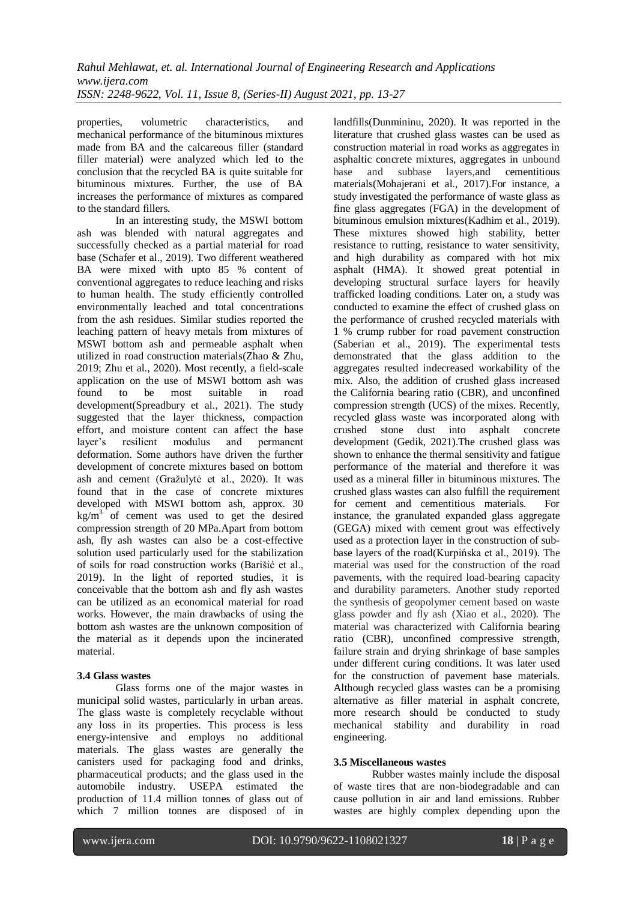properties, volumetric characteristics, and mechanical performance of the bituminous mixtures made from BA and the calcareous filler (standard filler material) were analyzed which led to the conclusion that the recycled BA is quite suitable for bituminous mixtures. Further, the use of BA increases the performance of mixtures as compared to the standard fillers.

In an interesting study, the MSWI bottom ash was blended with natural aggregates and successfully checked as a partial material for road base (Schafer et al., 2019). Two different weathered BA were mixed with upto 85 % content of conventional aggregates to reduce leaching and risks to human health. The study efficiently controlled environmentally leached and total concentrations from the ash residues. Similar studies reported the leaching pattern of heavy metals from mixtures of MSWI bottom ash and permeable asphalt when utilized in road construction materials(Zhao & Zhu, 2019; Zhu et al., 2020). Most recently, a field-scale application on the use of MSWI bottom ash was found to be most suitable in road development(Spreadbury et al., 2021). The study suggested that the layer thickness, compaction effort, and moisture content can affect the base layer's resilient modulus and permanent deformation. Some authors have driven the further development of concrete mixtures based on bottom ash and cement (Gražulytė et al., 2020). It was found that in the case of concrete mixtures developed with MSWI bottom ash, approx. 30 $kg/m^3$ of cement was used to get the desired compression strength of 20 MPa.Apart from bottom ash, fly ash wastes can also be a cost-effective solution used particularly used for the stabilization of soils for road construction works (Barišić et al., 2019). In the light of reported studies, it is conceivable that the bottom ash and fly ash wastes can be utilized as an economical material for road works. However, the main drawbacks of using the bottom ash wastes are the unknown composition of the material as it depends upon the incinerated material.

### 3.4 Glass wastes

Glass forms one of the major wastes in municipal solid wastes, particularly in urban areas. The glass waste is completely recyclable without any loss in its properties. This process is less energy-intensive and employs no additional materials. The glass wastes are generally the canisters used for packaging food and drinks, pharmaceutical products; and the glass used in the automobile industry. USEPA estimated the production of 11.4 million tonnes of glass out of which 7 million tonnes are disposed of in landfills(Dunmininu, 2020). It was reported in the literature that crushed glass wastes can be used as construction material in road works as aggregates in asphaltic concrete mixtures, aggregates in unbound base and subbase layers,and cementitious materials(Mohajerani et al., 2017).For instance, a study investigated the performance of waste glass as fine glass aggregates (FGA) in the development of bituminous emulsion mixtures(Kadhim et al., 2019). These mixtures showed high stability, better resistance to rutting, resistance to water sensitivity, and high durability as compared with hot mix asphalt (HMA). It showed great potential in developing structural surface layers for heavily trafficked loading conditions. Later on, a study was conducted to examine the effect of crushed glass on the performance of crushed recycled materials with 1 % crump rubber for road pavement construction (Saberian et al., 2019). The experimental tests demonstrated that the glass addition to the aggregates resulted indecreased workability of the mix. Also, the addition of crushed glass increased the California bearing ratio (CBR), and unconfined compression strength (UCS) of the mixes. Recently, recycled glass waste was incorporated along with crushed stone dust into asphalt concrete development (Gedik, 2021).The crushed glass was shown to enhance the thermal sensitivity and fatigue performance of the material and therefore it was used as a mineral filler in bituminous mixtures. The crushed glass wastes can also fulfill the requirement for cement and cementitious materials. For instance, the granulated expanded glass aggregate (GEGA) mixed with cement grout was effectively used as a protection layer in the construction of sub-base layers of the road(Kurpińska et al., 2019). The material was used for the construction of the road pavements, with the required load-bearing capacity and durability parameters. Another study reported the synthesis of geopolymer cement based on waste glass powder and fly ash (Xiao et al., 2020). The material was characterized with California bearing ratio (CBR), unconfined compressive strength, failure strain and drying shrinkage of base samples under different curing conditions. It was later used for the construction of pavement base materials. Although recycled glass wastes can be a promising alternative as filler material in asphalt concrete, more research should be conducted to study mechanical stability and durability in road engineering.

### 3.5 Miscellaneous wastes

Rubber wastes mainly include the disposal of waste tires that are non-biodegradable and can cause pollution in air and land emissions. Rubber wastes are highly complex depending upon the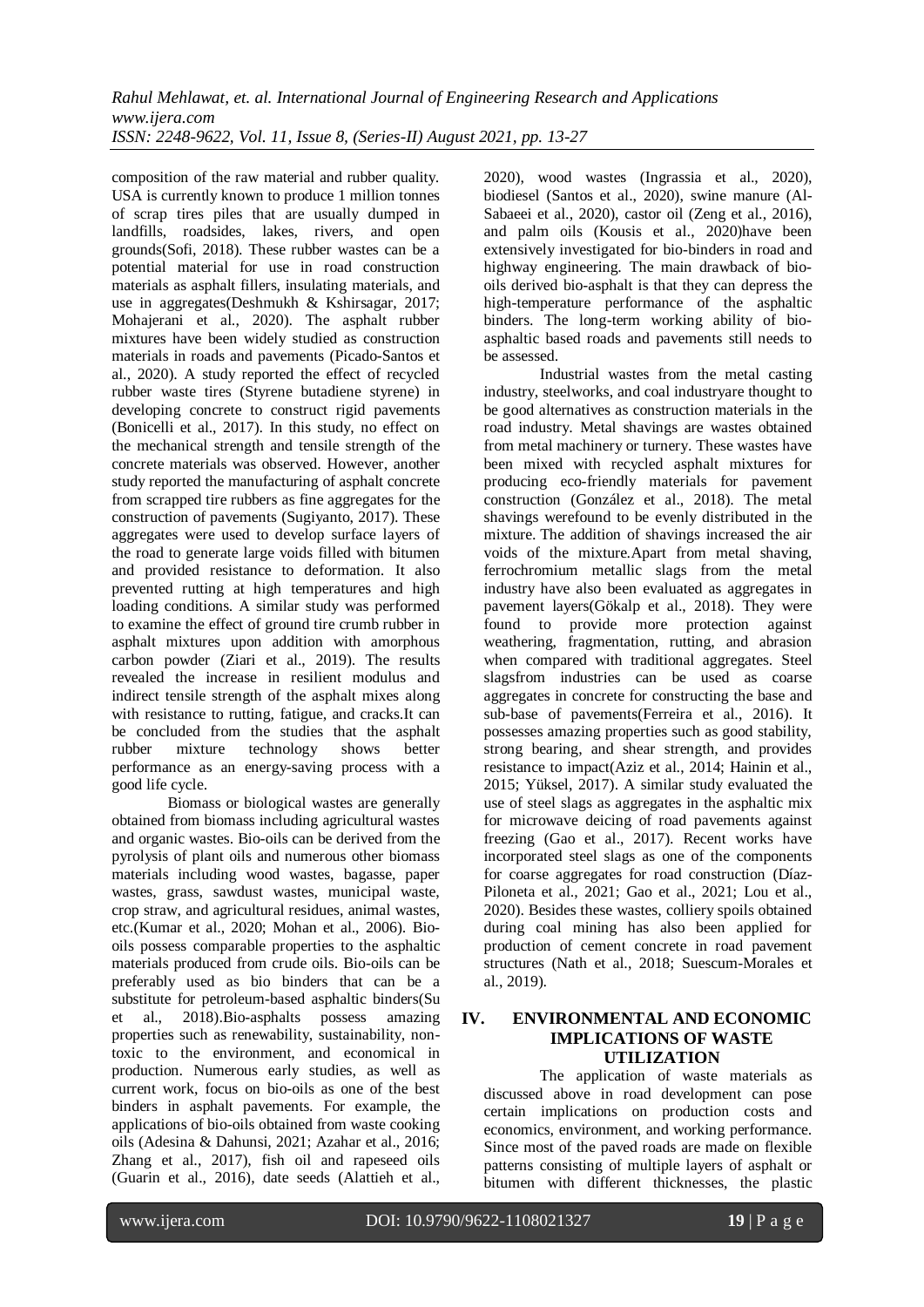composition of the raw material and rubber quality. USA is currently known to produce 1 million tonnes of scrap tires piles that are usually dumped in landfills, roadsides, lakes, rivers, and open grounds(Sofi, 2018). These rubber wastes can be a potential material for use in road construction materials as asphalt fillers, insulating materials, and use in aggregates(Deshmukh & Kshirsagar, 2017; Mohajerani et al., 2020). The asphalt rubber mixtures have been widely studied as construction materials in roads and pavements (Picado-Santos et al., 2020). A study reported the effect of recycled rubber waste tires (Styrene butadiene styrene) in developing concrete to construct rigid pavements (Bonicelli et al., 2017). In this study, no effect on the mechanical strength and tensile strength of the concrete materials was observed. However, another study reported the manufacturing of asphalt concrete from scrapped tire rubbers as fine aggregates for the construction of pavements (Sugiyanto, 2017). These aggregates were used to develop surface layers of the road to generate large voids filled with bitumen and provided resistance to deformation. It also prevented rutting at high temperatures and high loading conditions. A similar study was performed to examine the effect of ground tire crumb rubber in asphalt mixtures upon addition with amorphous carbon powder (Ziari et al., 2019). The results revealed the increase in resilient modulus and indirect tensile strength of the asphalt mixes along with resistance to rutting, fatigue, and cracks.It can be concluded from the studies that the asphalt rubber mixture technology shows better performance as an energy-saving process with a good life cycle.

Biomass or biological wastes are generally obtained from biomass including agricultural wastes and organic wastes. Bio-oils can be derived from the pyrolysis of plant oils and numerous other biomass materials including wood wastes, bagasse, paper wastes, grass, sawdust wastes, municipal waste, crop straw, and agricultural residues, animal wastes, etc.(Kumar et al., 2020; Mohan et al., 2006). Bio-oils possess comparable properties to the asphaltic materials produced from crude oils. Bio-oils can be preferably used as bio binders that can be a substitute for petroleum-based asphaltic binders(Su et al., 2018).Bio-asphalts possess amazing properties such as renewability, sustainability, non-toxic to the environment, and economical in production. Numerous early studies, as well as current work, focus on bio-oils as one of the best binders in asphalt pavements. For example, the applications of bio-oils obtained from waste cooking oils (Adesina & Dahunsi, 2021; Azahar et al., 2016; Zhang et al., 2017), fish oil and rapeseed oils (Guarin et al., 2016), date seeds (Alattieh et al., 2020), wood wastes (Ingrassia et al., 2020), biodiesel (Santos et al., 2020), swine manure (Al-Sabaeei et al., 2020), castor oil (Zeng et al., 2016), and palm oils (Kousis et al., 2020)have been extensively investigated for bio-binders in road and highway engineering. The main drawback of bio-oils derived bio-asphalt is that they can depress the high-temperature performance of the asphaltic binders. The long-term working ability of bio-asphaltic based roads and pavements still needs to be assessed.

Industrial wastes from the metal casting industry, steelworks, and coal industryare thought to be good alternatives as construction materials in the road industry. Metal shavings are wastes obtained from metal machinery or turnery. These wastes have been mixed with recycled asphalt mixtures for producing eco-friendly materials for pavement construction (González et al., 2018). The metal shavings werefound to be evenly distributed in the mixture. The addition of shavings increased the air voids of the mixture.Apart from metal shaving, ferrochromium metallic slags from the metal industry have also been evaluated as aggregates in pavement layers(Gökalp et al., 2018). They were found to provide more protection against weathering, fragmentation, rutting, and abrasion when compared with traditional aggregates. Steel slagsfrom industries can be used as coarse aggregates in concrete for constructing the base and sub-base of pavements(Ferreira et al., 2016). It possesses amazing properties such as good stability, strong bearing, and shear strength, and provides resistance to impact(Aziz et al., 2014; Hainin et al., 2015; Yüksel, 2017). A similar study evaluated the use of steel slags as aggregates in the asphaltic mix for microwave deicing of road pavements against freezing (Gao et al., 2017). Recent works have incorporated steel slags as one of the components for coarse aggregates for road construction (Díaz-Piloneta et al., 2021; Gao et al., 2021; Lou et al., 2020). Besides these wastes, colliery spoils obtained during coal mining has also been applied for production of cement concrete in road pavement structures (Nath et al., 2018; Suescum-Morales et al., 2019).

## IV. ENVIRONMENTAL AND ECONOMIC IMPLICATIONS OF WASTE UTILIZATION

The application of waste materials as discussed above in road development can pose certain implications on production costs and economics, environment, and working performance. Since most of the paved roads are made on flexible patterns consisting of multiple layers of asphalt or bitumen with different thicknesses, the plastic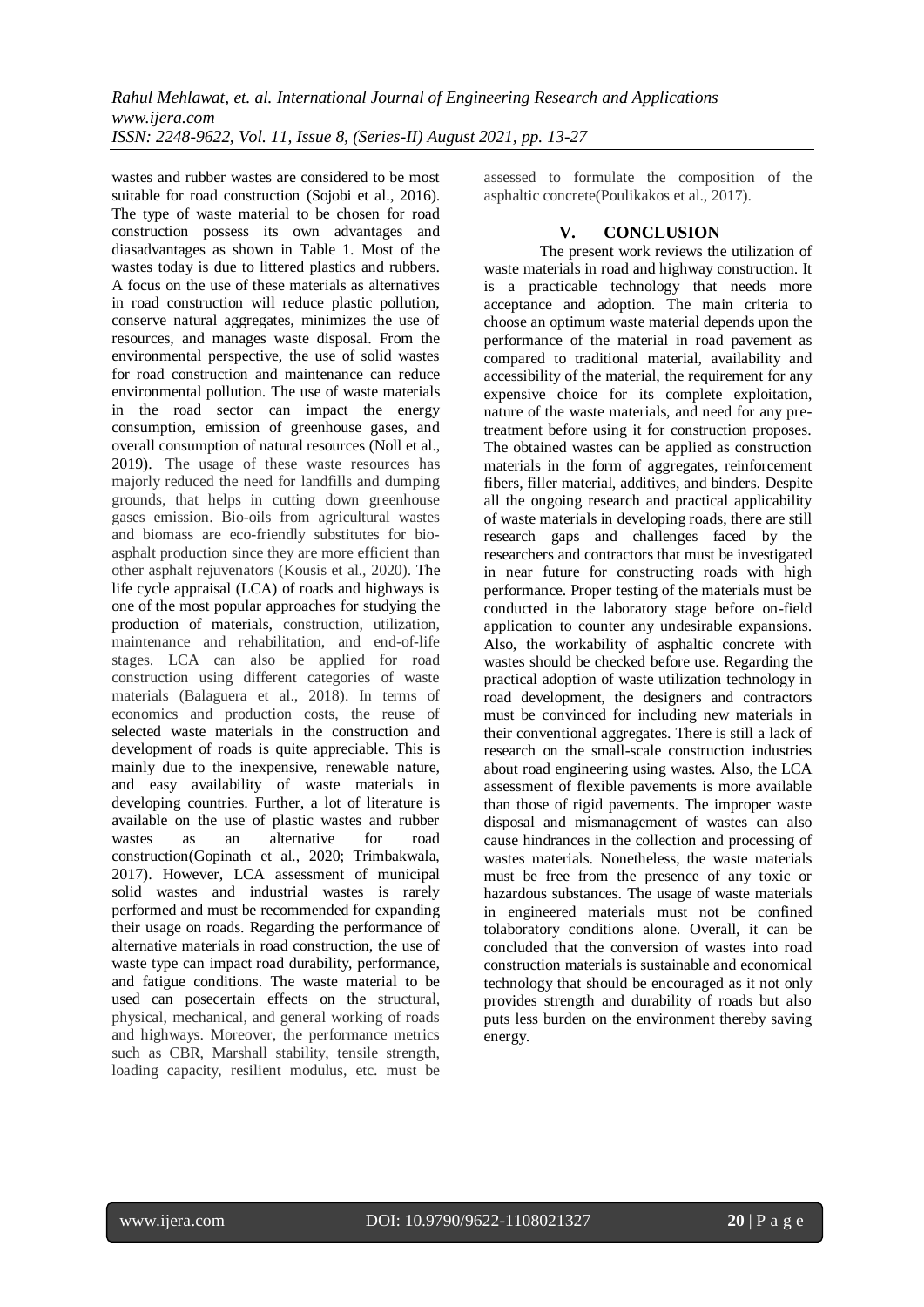wastes and rubber wastes are considered to be most suitable for road construction (Sojobi et al., 2016). The type of waste material to be chosen for road construction possess its own advantages and diasadvantages as shown in Table 1. Most of the wastes today is due to littered plastics and rubbers. A focus on the use of these materials as alternatives in road construction will reduce plastic pollution, conserve natural aggregates, minimizes the use of resources, and manages waste disposal. From the environmental perspective, the use of solid wastes for road construction and maintenance can reduce environmental pollution. The use of waste materials in the road sector can impact the energy consumption, emission of greenhouse gases, and overall consumption of natural resources (Noll et al., 2019). The usage of these waste resources has majorly reduced the need for landfills and dumping grounds, that helps in cutting down greenhouse gases emission. Bio-oils from agricultural wastes and biomass are eco-friendly substitutes for bio-asphalt production since they are more efficient than other asphalt rejuvenators (Kousis et al., 2020). The life cycle appraisal (LCA) of roads and highways is one of the most popular approaches for studying the production of materials, construction, utilization, maintenance and rehabilitation, and end-of-life stages. LCA can also be applied for road construction using different categories of waste materials (Balaguera et al., 2018). In terms of economics and production costs, the reuse of selected waste materials in the construction and development of roads is quite appreciable. This is mainly due to the inexpensive, renewable nature, and easy availability of waste materials in developing countries. Further, a lot of literature is available on the use of plastic wastes and rubber wastes as an alternative for road construction(Gopinath et al., 2020; Trimbakwala, 2017). However, LCA assessment of municipal solid wastes and industrial wastes is rarely performed and must be recommended for expanding their usage on roads. Regarding the performance of alternative materials in road construction, the use of waste type can impact road durability, performance, and fatigue conditions. The waste material to be used can posecertain effects on the structural, physical, mechanical, and general working of roads and highways. Moreover, the performance metrics such as CBR, Marshall stability, tensile strength, loading capacity, resilient modulus, etc. must be assessed to formulate the composition of the asphaltic concrete(Poulikakos et al., 2017).

## V. CONCLUSION

The present work reviews the utilization of waste materials in road and highway construction. It is a practicable technology that needs more acceptance and adoption. The main criteria to choose an optimum waste material depends upon the performance of the material in road pavement as compared to traditional material, availability and accessibility of the material, the requirement for any expensive choice for its complete exploitation, nature of the waste materials, and need for any pre-treatment before using it for construction proposes. The obtained wastes can be applied as construction materials in the form of aggregates, reinforcement fibers, filler material, additives, and binders. Despite all the ongoing research and practical applicability of waste materials in developing roads, there are still research gaps and challenges faced by the researchers and contractors that must be investigated in near future for constructing roads with high performance. Proper testing of the materials must be conducted in the laboratory stage before on-field application to counter any undesirable expansions. Also, the workability of asphaltic concrete with wastes should be checked before use. Regarding the practical adoption of waste utilization technology in road development, the designers and contractors must be convinced for including new materials in their conventional aggregates. There is still a lack of research on the small-scale construction industries about road engineering using wastes. Also, the LCA assessment of flexible pavements is more available than those of rigid pavements. The improper waste disposal and mismanagement of wastes can also cause hindrances in the collection and processing of wastes materials. Nonetheless, the waste materials must be free from the presence of any toxic or hazardous substances. The usage of waste materials in engineered materials must not be confined tolaboratory conditions alone. Overall, it can be concluded that the conversion of wastes into road construction materials is sustainable and economical technology that should be encouraged as it not only provides strength and durability of roads but also puts less burden on the environment thereby saving energy.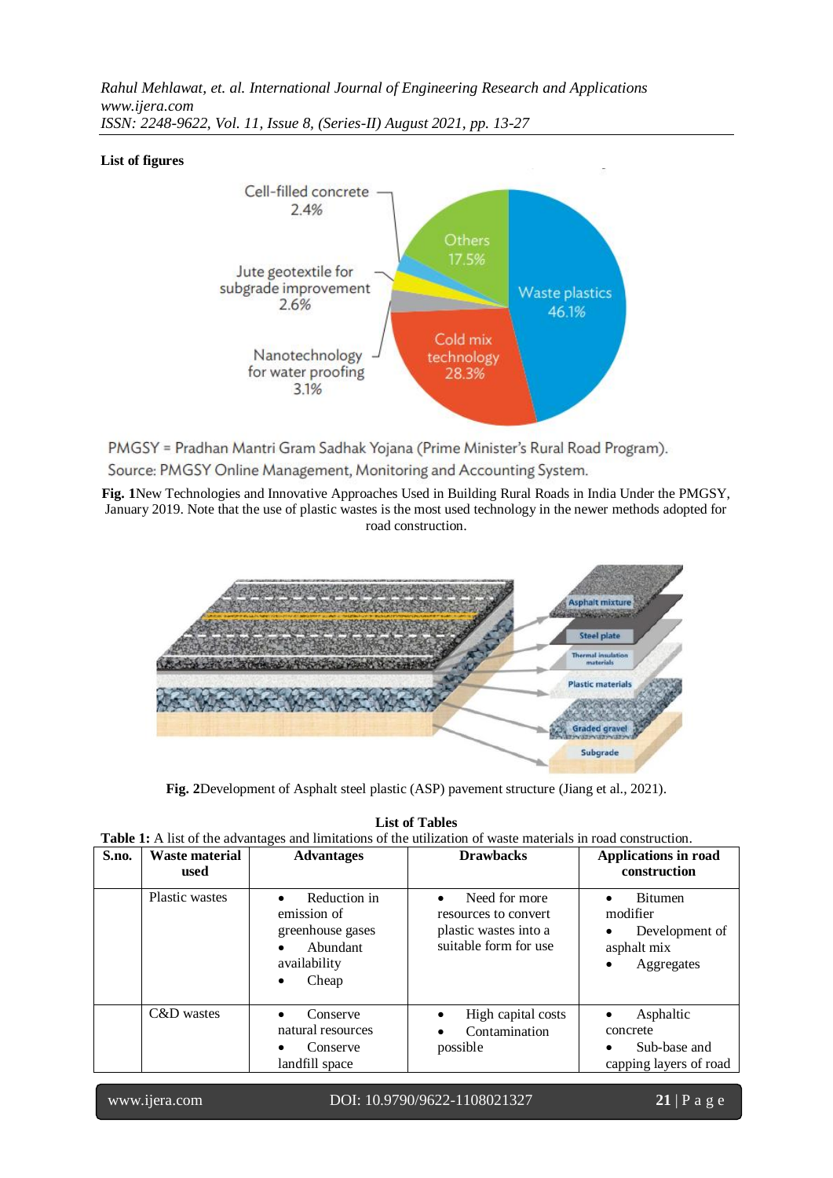**List of figures**

PMGSY = Pradhan Mantri Gram Sadhak Yojana (Prime Minister's Rural Road Program).
Source: PMGSY Online Management, Monitoring and Accounting System.

**Fig. 1**New Technologies and Innovative Approaches Used in Building Rural Roads in India Under the PMGSY, January 2019. Note that the use of plastic wastes is the most used technology in the newer methods adopted for road construction.

**Fig. 2**Development of Asphalt steel plastic (ASP) pavement structure (Jiang et al., 2021).

**List of Tables**

**Table 1:** A list of the advantages and limitations of the utilization of waste materials in road construction.

| S.no. | Waste material used | Advantages | Drawbacks | Applications in road construction |
|---|---|---|---|---|
| | Plastic wastes | • Reduction in emission of greenhouse gases<br>• Abundant availability<br>• Cheap | • Need for more resources to convert plastic wastes into a suitable form for use | • Bitumen modifier<br>• Development of asphalt mix<br>• Aggregates |
| | C&D wastes | • Conserve natural resources<br>• Conserve landfill space | • High capital costs<br>• Contamination possible | • Asphaltic concrete<br>• Sub-base and capping layers of road |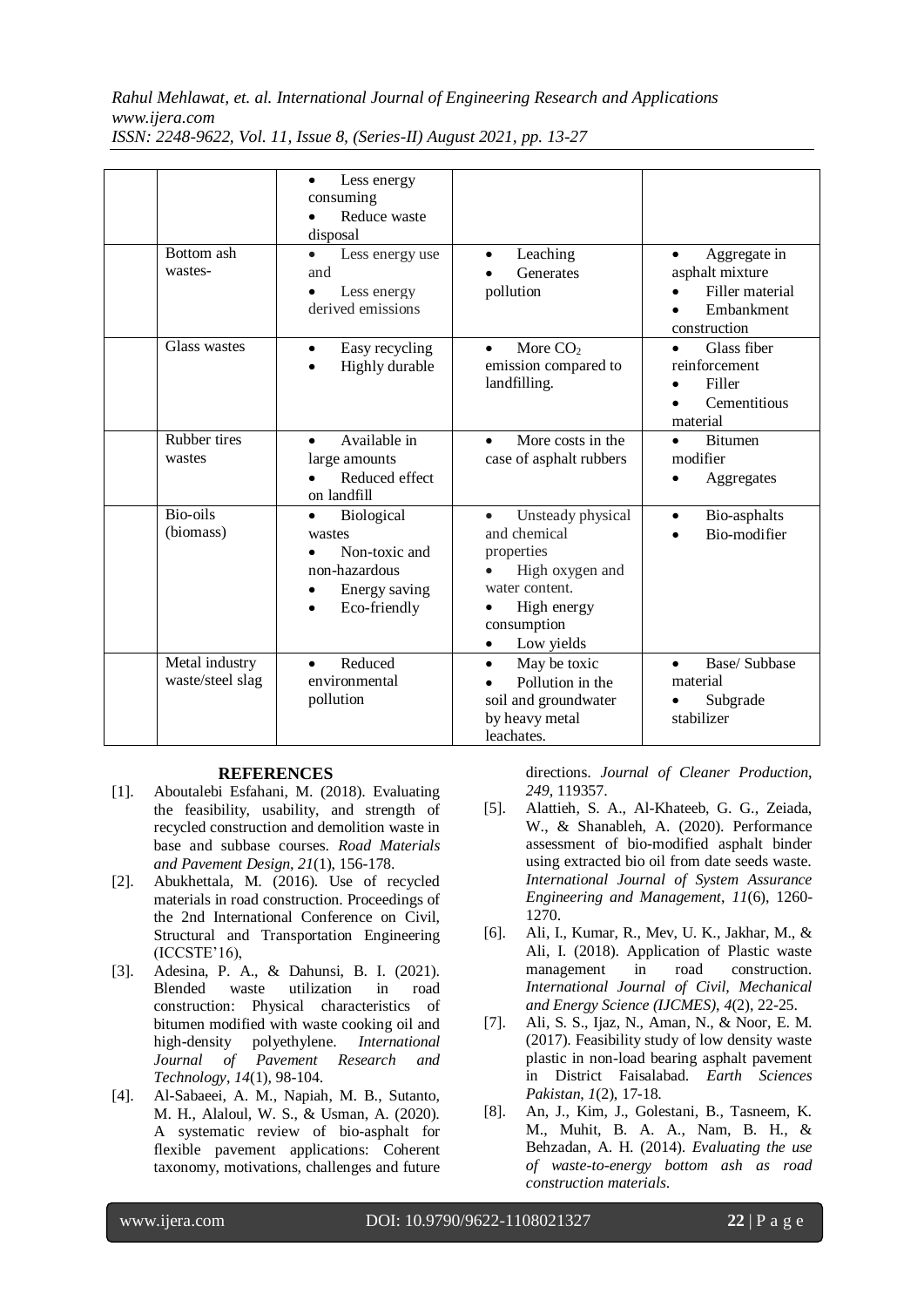| | | | | |
|---|---|---|---|---|
| | | • Less energy consuming<br>• Reduce waste disposal | | |
| | Bottom ash wastes- | • Less energy use and<br>• Less energy derived emissions | • Leaching<br>• Generates pollution | • Aggregate in asphalt mixture<br>• Filler material<br>• Embankment construction |
| | Glass wastes | • Easy recycling<br>• Highly durable | • More $CO_2$ emission compared to landfilling. | • Glass fiber reinforcement<br>• Filler<br>• Cementitious material |
| | Rubber tires wastes | • Available in large amounts<br>• Reduced effect on landfill | • More costs in the case of asphalt rubbers | • Bitumen modifier<br>• Aggregates |
| | Bio-oils (biomass) | • Biological wastes<br>• Non-toxic and non-hazardous<br>• Energy saving<br>• Eco-friendly | • Unsteady physical and chemical properties<br>• High oxygen and water content.<br>• High energy consumption<br>• Low yields | • Bio-asphalts<br>• Bio-modifier |
| | Metal industry waste/steel slag | • Reduced environmental pollution | • May be toxic<br>• Pollution in the soil and groundwater by heavy metal leachates. | • Base/ Subbase material<br>• Subgrade stabilizer |

## REFERENCES

[1]. Aboutalebi Esfahani, M. (2018). Evaluating the feasibility, usability, and strength of recycled construction and demolition waste in base and subbase courses. *Road Materials and Pavement Design*, *21*(1), 156-178.

[2]. Abukhettala, M. (2016). Use of recycled materials in road construction. Proceedings of the 2nd International Conference on Civil, Structural and Transportation Engineering (ICCSTE'16),

[3]. Adesina, P. A., & Dahunsi, B. I. (2021). Blended waste utilization in road construction: Physical characteristics of bitumen modified with waste cooking oil and high-density polyethylene. *International Journal of Pavement Research and Technology*, *14*(1), 98-104.

[4]. Al-Sabaeei, A. M., Napiah, M. B., Sutanto, M. H., Alaloul, W. S., & Usman, A. (2020). A systematic review of bio-asphalt for flexible pavement applications: Coherent taxonomy, motivations, challenges and future directions. *Journal of Cleaner Production*, *249*, 119357.

[5]. Alattieh, S. A., Al-Khateeb, G. G., Zeiada, W., & Shanableh, A. (2020). Performance assessment of bio-modified asphalt binder using extracted bio oil from date seeds waste. *International Journal of System Assurance Engineering and Management*, *11*(6), 1260-1270.

[6]. Ali, I., Kumar, R., Mev, U. K., Jakhar, M., & Ali, I. (2018). Application of Plastic waste management in road construction. *International Journal of Civil, Mechanical and Energy Science (IJCMES)*, *4*(2), 22-25.

[7]. Ali, S. S., Ijaz, N., Aman, N., & Noor, E. M. (2017). Feasibility study of low density waste plastic in non-load bearing asphalt pavement in District Faisalabad. *Earth Sciences Pakistan*, *1*(2), 17-18.

[8]. An, J., Kim, J., Golestani, B., Tasneem, K. M., Muhit, B. A. A., Nam, B. H., & Behzadan, A. H. (2014). *Evaluating the use of waste-to-energy bottom ash as road construction materials*.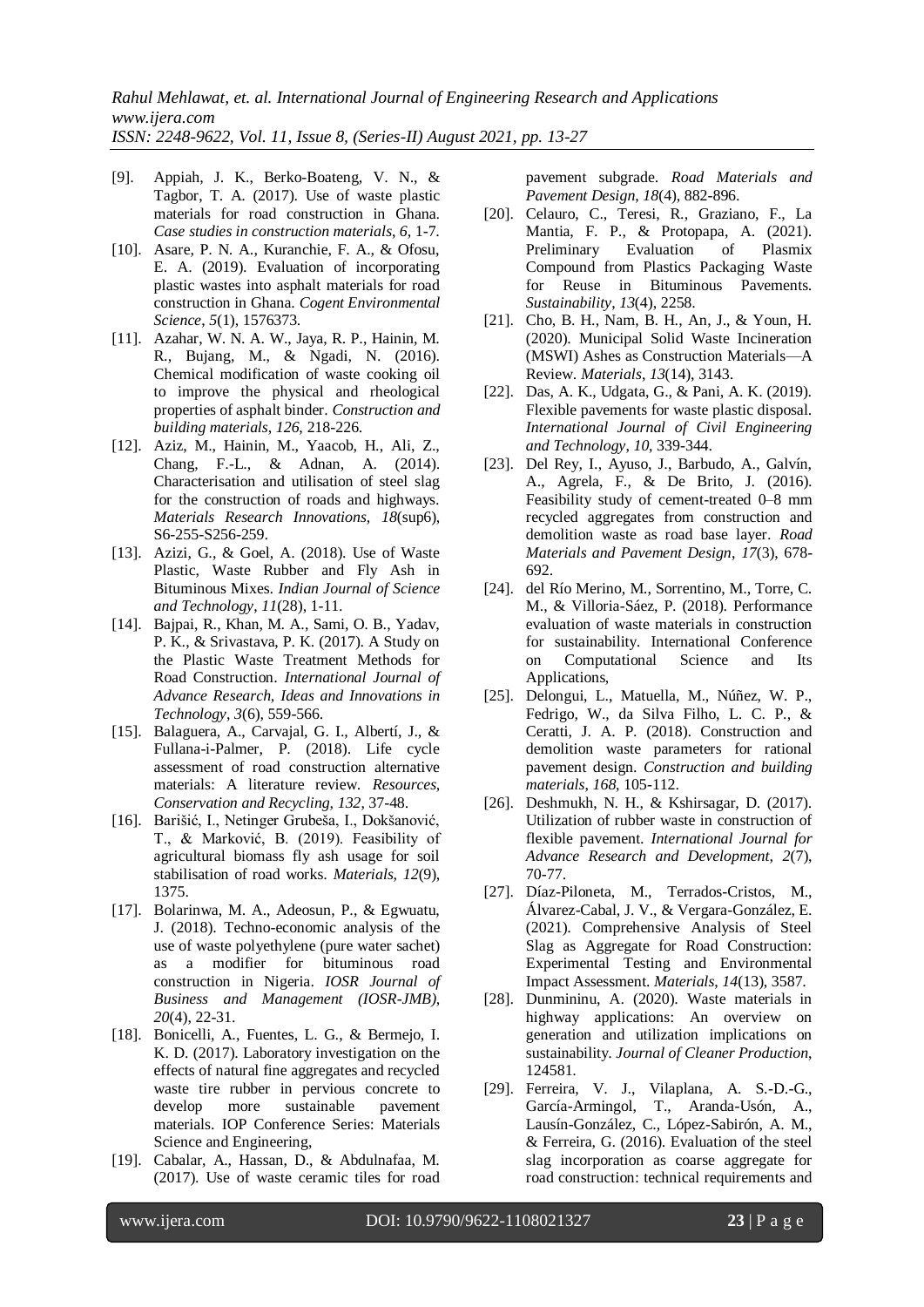[9]. Appiah, J. K., Berko-Boateng, V. N., & Tagbor, T. A. (2017). Use of waste plastic materials for road construction in Ghana. *Case studies in construction materials*, *6*, 1-7.

[10]. Asare, P. N. A., Kuranchie, F. A., & Ofosu, E. A. (2019). Evaluation of incorporating plastic wastes into asphalt materials for road construction in Ghana. *Cogent Environmental Science*, *5*(1), 1576373.

[11]. Azahar, W. N. A. W., Jaya, R. P., Hainin, M. R., Bujang, M., & Ngadi, N. (2016). Chemical modification of waste cooking oil to improve the physical and rheological properties of asphalt binder. *Construction and building materials*, *126*, 218-226.

[12]. Aziz, M., Hainin, M., Yaacob, H., Ali, Z., Chang, F.-L., & Adnan, A. (2014). Characterisation and utilisation of steel slag for the construction of roads and highways. *Materials Research Innovations*, *18*(sup6), S6-255-S256-259.

[13]. Azizi, G., & Goel, A. (2018). Use of Waste Plastic, Waste Rubber and Fly Ash in Bituminous Mixes. *Indian Journal of Science and Technology*, *11*(28), 1-11.

[14]. Bajpai, R., Khan, M. A., Sami, O. B., Yadav, P. K., & Srivastava, P. K. (2017). A Study on the Plastic Waste Treatment Methods for Road Construction. *International Journal of Advance Research, Ideas and Innovations in Technology*, *3*(6), 559-566.

[15]. Balaguera, A., Carvajal, G. I., Albertí, J., & Fullana-i-Palmer, P. (2018). Life cycle assessment of road construction alternative materials: A literature review. *Resources, Conservation and Recycling*, *132*, 37-48.

[16]. Barišić, I., Netinger Grubeša, I., Dokšanović, T., & Marković, B. (2019). Feasibility of agricultural biomass fly ash usage for soil stabilisation of road works. *Materials*, *12*(9), 1375.

[17]. Bolarinwa, M. A., Adeosun, P., & Egwuatu, J. (2018). Techno-economic analysis of the use of waste polyethylene (pure water sachet) as a modifier for bituminous road construction in Nigeria. *IOSR Journal of Business and Management (IOSR-JMB)*, *20*(4), 22-31.

[18]. Bonicelli, A., Fuentes, L. G., & Bermejo, I. K. D. (2017). Laboratory investigation on the effects of natural fine aggregates and recycled waste tire rubber in pervious concrete to develop more sustainable pavement materials. IOP Conference Series: Materials Science and Engineering,

[19]. Cabalar, A., Hassan, D., & Abdulnafaa, M. (2017). Use of waste ceramic tiles for road pavement subgrade. *Road Materials and Pavement Design*, *18*(4), 882-896.

[20]. Celauro, C., Teresi, R., Graziano, F., La Mantia, F. P., & Protopapa, A. (2021). Preliminary Evaluation of Plasmix Compound from Plastics Packaging Waste for Reuse in Bituminous Pavements. *Sustainability*, *13*(4), 2258.

[21]. Cho, B. H., Nam, B. H., An, J., & Youn, H. (2020). Municipal Solid Waste Incineration (MSWI) Ashes as Construction Materials—A Review. *Materials*, *13*(14), 3143.

[22]. Das, A. K., Udgata, G., & Pani, A. K. (2019). Flexible pavements for waste plastic disposal. *International Journal of Civil Engineering and Technology*, *10*, 339-344.

[23]. Del Rey, I., Ayuso, J., Barbudo, A., Galvín, A., Agrela, F., & De Brito, J. (2016). Feasibility study of cement-treated 0–8 mm recycled aggregates from construction and demolition waste as road base layer. *Road Materials and Pavement Design*, *17*(3), 678-692.

[24]. del Río Merino, M., Sorrentino, M., Torre, C. M., & Villoria-Sáez, P. (2018). Performance evaluation of waste materials in construction for sustainability. International Conference on Computational Science and Its Applications,

[25]. Delongui, L., Matuella, M., Núñez, W. P., Fedrigo, W., da Silva Filho, L. C. P., & Ceratti, J. A. P. (2018). Construction and demolition waste parameters for rational pavement design. *Construction and building materials*, *168*, 105-112.

[26]. Deshmukh, N. H., & Kshirsagar, D. (2017). Utilization of rubber waste in construction of flexible pavement. *International Journal for Advance Research and Development*, *2*(7), 70-77.

[27]. Díaz-Piloneta, M., Terrados-Cristos, M., Álvarez-Cabal, J. V., & Vergara-González, E. (2021). Comprehensive Analysis of Steel Slag as Aggregate for Road Construction: Experimental Testing and Environmental Impact Assessment. *Materials*, *14*(13), 3587.

[28]. Dunmininu, A. (2020). Waste materials in highway applications: An overview on generation and utilization implications on sustainability. *Journal of Cleaner Production*, 124581.

[29]. Ferreira, V. J., Vilaplana, A. S.-D.-G., García-Armingol, T., Aranda-Usón, A., Lausín-González, C., López-Sabirón, A. M., & Ferreira, G. (2016). Evaluation of the steel slag incorporation as coarse aggregate for road construction: technical requirements and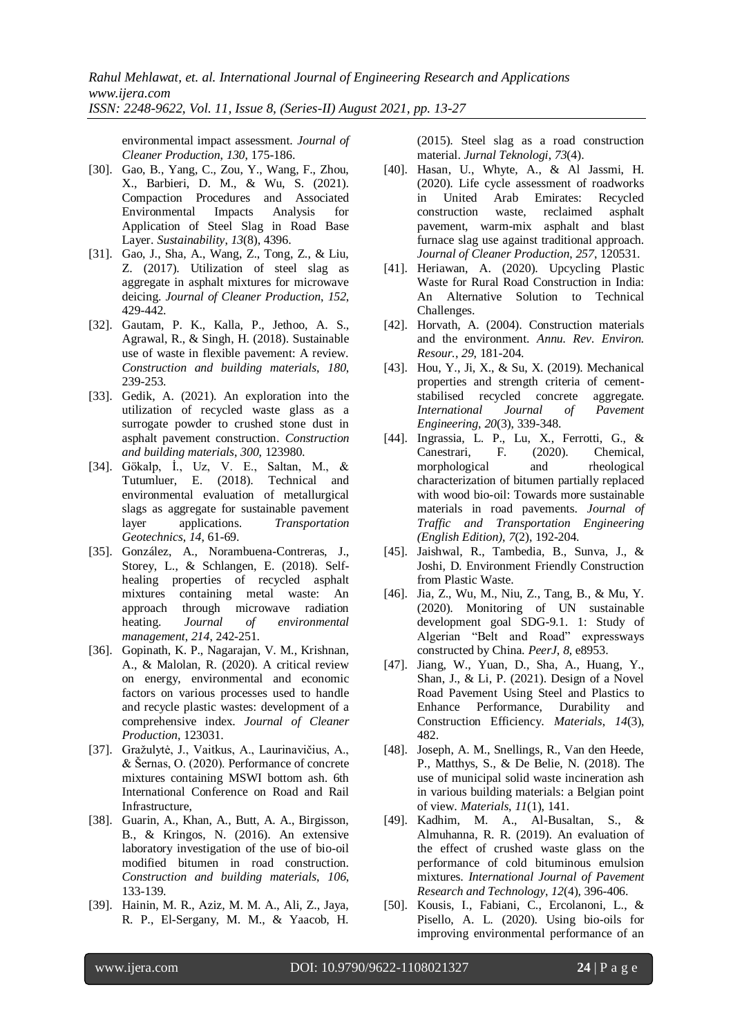environmental impact assessment. *Journal of Cleaner Production*, *130*, 175-186.

[30]. Gao, B., Yang, C., Zou, Y., Wang, F., Zhou, X., Barbieri, D. M., & Wu, S. (2021). Compaction Procedures and Associated Environmental Impacts Analysis for Application of Steel Slag in Road Base Layer. *Sustainability*, *13*(8), 4396.

[31]. Gao, J., Sha, A., Wang, Z., Tong, Z., & Liu, Z. (2017). Utilization of steel slag as aggregate in asphalt mixtures for microwave deicing. *Journal of Cleaner Production*, *152*, 429-442.

[32]. Gautam, P. K., Kalla, P., Jethoo, A. S., Agrawal, R., & Singh, H. (2018). Sustainable use of waste in flexible pavement: A review. *Construction and building materials*, *180*, 239-253.

[33]. Gedik, A. (2021). An exploration into the utilization of recycled waste glass as a surrogate powder to crushed stone dust in asphalt pavement construction. *Construction and building materials*, *300*, 123980.

[34]. Gökalp, İ., Uz, V. E., Saltan, M., & Tutumluer, E. (2018). Technical and environmental evaluation of metallurgical slags as aggregate for sustainable pavement layer applications. *Transportation Geotechnics*, *14*, 61-69.

[35]. González, A., Norambuena-Contreras, J., Storey, L., & Schlangen, E. (2018). Self-healing properties of recycled asphalt mixtures containing metal waste: An approach through microwave radiation heating. *Journal of environmental management*, *214*, 242-251.

[36]. Gopinath, K. P., Nagarajan, V. M., Krishnan, A., & Malolan, R. (2020). A critical review on energy, environmental and economic factors on various processes used to handle and recycle plastic wastes: development of a comprehensive index. *Journal of Cleaner Production*, 123031.

[37]. Gražulytė, J., Vaitkus, A., Laurinavičius, A., & Šernas, O. (2020). Performance of concrete mixtures containing MSWI bottom ash. 6th International Conference on Road and Rail Infrastructure,

[38]. Guarin, A., Khan, A., Butt, A. A., Birgisson, B., & Kringos, N. (2016). An extensive laboratory investigation of the use of bio-oil modified bitumen in road construction. *Construction and building materials*, *106*, 133-139.

[39]. Hainin, M. R., Aziz, M. M. A., Ali, Z., Jaya, R. P., El-Sergany, M. M., & Yaacob, H. (2015). Steel slag as a road construction material. *Jurnal Teknologi*, *73*(4).

[40]. Hasan, U., Whyte, A., & Al Jassmi, H. (2020). Life cycle assessment of roadworks in United Arab Emirates: Recycled construction waste, reclaimed asphalt pavement, warm-mix asphalt and blast furnace slag use against traditional approach. *Journal of Cleaner Production*, *257*, 120531.

[41]. Heriawan, A. (2020). Upcycling Plastic Waste for Rural Road Construction in India: An Alternative Solution to Technical Challenges.

[42]. Horvath, A. (2004). Construction materials and the environment. *Annu. Rev. Environ. Resour.*, *29*, 181-204.

[43]. Hou, Y., Ji, X., & Su, X. (2019). Mechanical properties and strength criteria of cement-stabilised recycled concrete aggregate. *International Journal of Pavement Engineering*, *20*(3), 339-348.

[44]. Ingrassia, L. P., Lu, X., Ferrotti, G., & Canestrari, F. (2020). Chemical, morphological and rheological characterization of bitumen partially replaced with wood bio-oil: Towards more sustainable materials in road pavements. *Journal of Traffic and Transportation Engineering (English Edition)*, *7*(2), 192-204.

[45]. Jaishwal, R., Tambedia, B., Sunva, J., & Joshi, D. Environment Friendly Construction from Plastic Waste.

[46]. Jia, Z., Wu, M., Niu, Z., Tang, B., & Mu, Y. (2020). Monitoring of UN sustainable development goal SDG-9.1. 1: Study of Algerian "Belt and Road" expressways constructed by China. *PeerJ*, *8*, e8953.

[47]. Jiang, W., Yuan, D., Sha, A., Huang, Y., Shan, J., & Li, P. (2021). Design of a Novel Road Pavement Using Steel and Plastics to Enhance Performance, Durability and Construction Efficiency. *Materials*, *14*(3), 482.

[48]. Joseph, A. M., Snellings, R., Van den Heede, P., Matthys, S., & De Belie, N. (2018). The use of municipal solid waste incineration ash in various building materials: a Belgian point of view. *Materials*, *11*(1), 141.

[49]. Kadhim, M. A., Al-Busaltan, S., & Almuhanna, R. R. (2019). An evaluation of the effect of crushed waste glass on the performance of cold bituminous emulsion mixtures. *International Journal of Pavement Research and Technology*, *12*(4), 396-406.

[50]. Kousis, I., Fabiani, C., Ercolanoni, L., & Pisello, A. L. (2020). Using bio-oils for improving environmental performance of an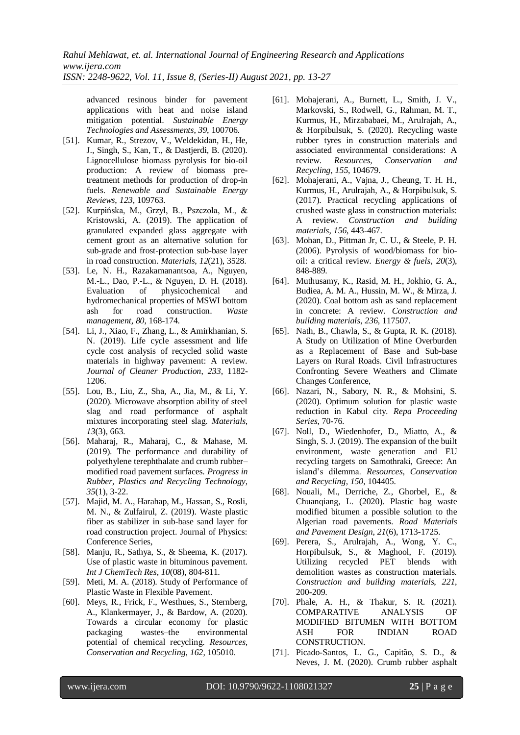advanced resinous binder for pavement applications with heat and noise island mitigation potential. *Sustainable Energy Technologies and Assessments*, *39*, 100706.

[51]. Kumar, R., Strezov, V., Weldekidan, H., He, J., Singh, S., Kan, T., & Dastjerdi, B. (2020). Lignocellulose biomass pyrolysis for bio-oil production: A review of biomass pre-treatment methods for production of drop-in fuels. *Renewable and Sustainable Energy Reviews*, *123*, 109763.

[52]. Kurpińska, M., Grzyl, B., Pszczola, M., & Kristowski, A. (2019). The application of granulated expanded glass aggregate with cement grout as an alternative solution for sub-grade and frost-protection sub-base layer in road construction. *Materials*, *12*(21), 3528.

[53]. Le, N. H., Razakamanantsoa, A., Nguyen, M.-L., Dao, P.-L., & Nguyen, D. H. (2018). Evaluation of physicochemical and hydromechanical properties of MSWI bottom ash for road construction. *Waste management*, *80*, 168-174.

[54]. Li, J., Xiao, F., Zhang, L., & Amirkhanian, S. N. (2019). Life cycle assessment and life cycle cost analysis of recycled solid waste materials in highway pavement: A review. *Journal of Cleaner Production*, *233*, 1182-1206.

[55]. Lou, B., Liu, Z., Sha, A., Jia, M., & Li, Y. (2020). Microwave absorption ability of steel slag and road performance of asphalt mixtures incorporating steel slag. *Materials*, *13*(3), 663.

[56]. Maharaj, R., Maharaj, C., & Mahase, M. (2019). The performance and durability of polyethylene terephthalate and crumb rubber–modified road pavement surfaces. *Progress in Rubber, Plastics and Recycling Technology*, *35*(1), 3-22.

[57]. Majid, M. A., Harahap, M., Hassan, S., Rosli, M. N., & Zulfairul, Z. (2019). Waste plastic fiber as stabilizer in sub-base sand layer for road construction project. Journal of Physics: Conference Series,

[58]. Manju, R., Sathya, S., & Sheema, K. (2017). Use of plastic waste in bituminous pavement. *Int J ChemTech Res*, *10*(08), 804-811.

[59]. Meti, M. A. (2018). Study of Performance of Plastic Waste in Flexible Pavement.

[60]. Meys, R., Frick, F., Westhues, S., Sternberg, A., Klankermayer, J., & Bardow, A. (2020). Towards a circular economy for plastic packaging wastes–the environmental potential of chemical recycling. *Resources, Conservation and Recycling*, *162*, 105010.

[61]. Mohajerani, A., Burnett, L., Smith, J. V., Markovski, S., Rodwell, G., Rahman, M. T., Kurmus, H., Mirzababaei, M., Arulrajah, A., & Horpibulsuk, S. (2020). Recycling waste rubber tyres in construction materials and associated environmental considerations: A review. *Resources, Conservation and Recycling*, *155*, 104679.

[62]. Mohajerani, A., Vajna, J., Cheung, T. H. H., Kurmus, H., Arulrajah, A., & Horpibulsuk, S. (2017). Practical recycling applications of crushed waste glass in construction materials: A review. *Construction and building materials*, *156*, 443-467.

[63]. Mohan, D., Pittman Jr, C. U., & Steele, P. H. (2006). Pyrolysis of wood/biomass for bio-oil: a critical review. *Energy & fuels*, *20*(3), 848-889.

[64]. Muthusamy, K., Rasid, M. H., Jokhio, G. A., Budiea, A. M. A., Hussin, M. W., & Mirza, J. (2020). Coal bottom ash as sand replacement in concrete: A review. *Construction and building materials*, *236*, 117507.

[65]. Nath, B., Chawla, S., & Gupta, R. K. (2018). A Study on Utilization of Mine Overburden as a Replacement of Base and Sub-base Layers on Rural Roads. Civil Infrastructures Confronting Severe Weathers and Climate Changes Conference,

[66]. Nazari, N., Sabory, N. R., & Mohsini, S. (2020). Optimum solution for plastic waste reduction in Kabul city. *Repa Proceeding Series*, 70-76.

[67]. Noll, D., Wiedenhofer, D., Miatto, A., & Singh, S. J. (2019). The expansion of the built environment, waste generation and EU recycling targets on Samothraki, Greece: An island's dilemma. *Resources, Conservation and Recycling*, *150*, 104405.

[68]. Nouali, M., Derriche, Z., Ghorbel, E., & Chuanqiang, L. (2020). Plastic bag waste modified bitumen a possible solution to the Algerian road pavements. *Road Materials and Pavement Design*, *21*(6), 1713-1725.

[69]. Perera, S., Arulrajah, A., Wong, Y. C., Horpibulsuk, S., & Maghool, F. (2019). Utilizing recycled PET blends with demolition wastes as construction materials. *Construction and building materials*, *221*, 200-209.

[70]. Phale, A. H., & Thakur, S. R. (2021). COMPARATIVE ANALYSIS OF MODIFIED BITUMEN WITH BOTTOM ASH FOR INDIAN ROAD CONSTRUCTION.

[71]. Picado-Santos, L. G., Capitão, S. D., & Neves, J. M. (2020). Crumb rubber asphalt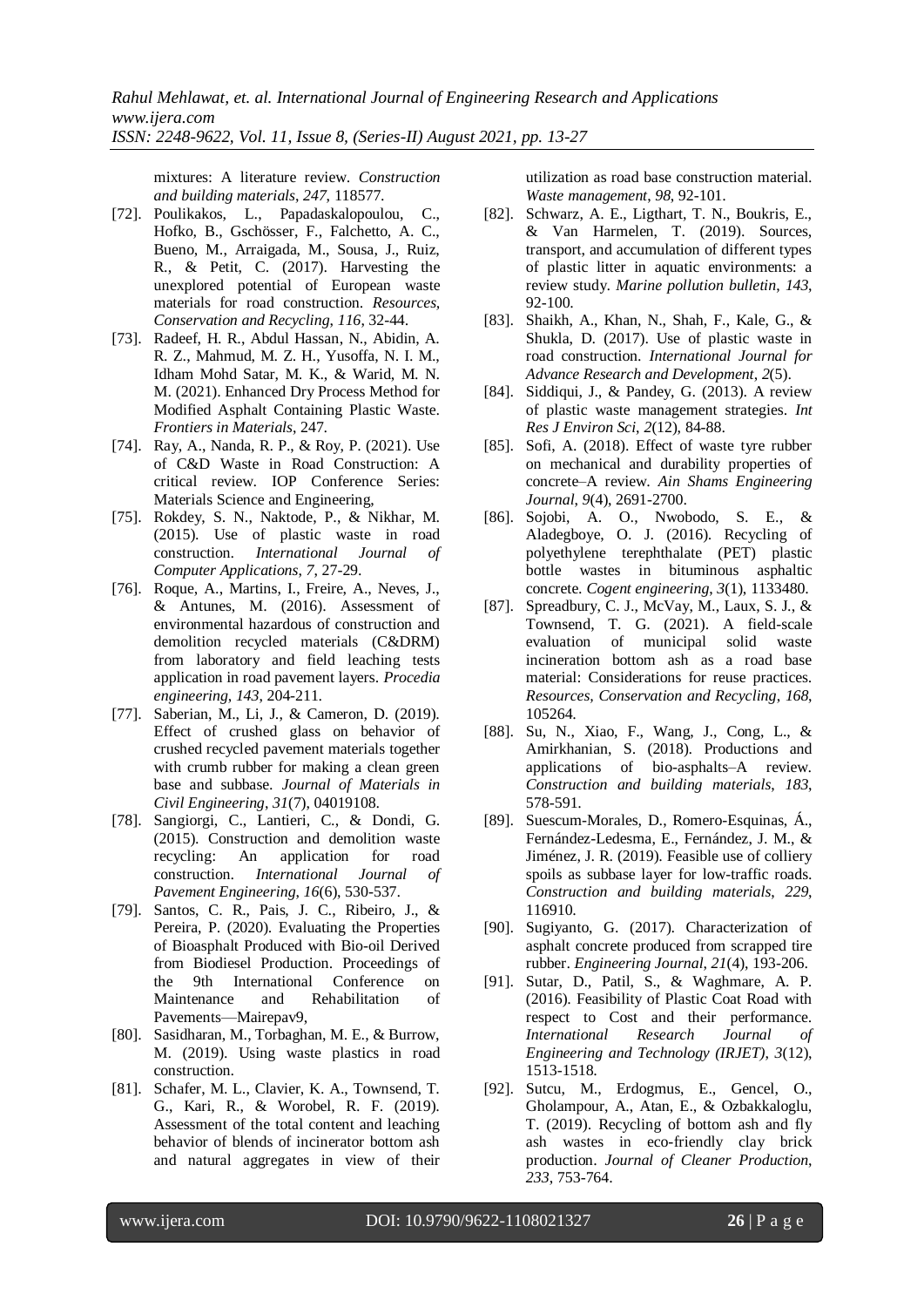mixtures: A literature review. *Construction and building materials*, *247*, 118577.

[72]. Poulikakos, L., Papadaskalopoulou, C., Hofko, B., Gschösser, F., Falchetto, A. C., Bueno, M., Arraigada, M., Sousa, J., Ruiz, R., & Petit, C. (2017). Harvesting the unexplored potential of European waste materials for road construction. *Resources, Conservation and Recycling*, *116*, 32-44.

[73]. Radeef, H. R., Abdul Hassan, N., Abidin, A. R. Z., Mahmud, M. Z. H., Yusoffa, N. I. M., Idham Mohd Satar, M. K., & Warid, M. N. M. (2021). Enhanced Dry Process Method for Modified Asphalt Containing Plastic Waste. *Frontiers in Materials*, 247.

[74]. Ray, A., Nanda, R. P., & Roy, P. (2021). Use of C&D Waste in Road Construction: A critical review. IOP Conference Series: Materials Science and Engineering,

[75]. Rokdey, S. N., Naktode, P., & Nikhar, M. (2015). Use of plastic waste in road construction. *International Journal of Computer Applications*, *7*, 27-29.

[76]. Roque, A., Martins, I., Freire, A., Neves, J., & Antunes, M. (2016). Assessment of environmental hazardous of construction and demolition recycled materials (C&DRM) from laboratory and field leaching tests application in road pavement layers. *Procedia engineering*, *143*, 204-211.

[77]. Saberian, M., Li, J., & Cameron, D. (2019). Effect of crushed glass on behavior of crushed recycled pavement materials together with crumb rubber for making a clean green base and subbase. *Journal of Materials in Civil Engineering*, *31*(7), 04019108.

[78]. Sangiorgi, C., Lantieri, C., & Dondi, G. (2015). Construction and demolition waste recycling: An application for road construction. *International Journal of Pavement Engineering*, *16*(6), 530-537.

[79]. Santos, C. R., Pais, J. C., Ribeiro, J., & Pereira, P. (2020). Evaluating the Properties of Bioasphalt Produced with Bio-oil Derived from Biodiesel Production. Proceedings of the 9th International Conference on Maintenance and Rehabilitation of Pavements—Mairepav9,

[80]. Sasidharan, M., Torbaghan, M. E., & Burrow, M. (2019). Using waste plastics in road construction.

[81]. Schafer, M. L., Clavier, K. A., Townsend, T. G., Kari, R., & Worobel, R. F. (2019). Assessment of the total content and leaching behavior of blends of incinerator bottom ash and natural aggregates in view of their utilization as road base construction material. *Waste management*, *98*, 92-101.

[82]. Schwarz, A. E., Ligthart, T. N., Boukris, E., & Van Harmelen, T. (2019). Sources, transport, and accumulation of different types of plastic litter in aquatic environments: a review study. *Marine pollution bulletin*, *143*, 92-100.

[83]. Shaikh, A., Khan, N., Shah, F., Kale, G., & Shukla, D. (2017). Use of plastic waste in road construction. *International Journal for Advance Research and Development*, *2*(5).

[84]. Siddiqui, J., & Pandey, G. (2013). A review of plastic waste management strategies. *Int Res J Environ Sci*, *2*(12), 84-88.

[85]. Sofi, A. (2018). Effect of waste tyre rubber on mechanical and durability properties of concrete–A review. *Ain Shams Engineering Journal*, *9*(4), 2691-2700.

[86]. Sojobi, A. O., Nwobodo, S. E., & Aladegboye, O. J. (2016). Recycling of polyethylene terephthalate (PET) plastic bottle wastes in bituminous asphaltic concrete. *Cogent engineering*, *3*(1), 1133480.

[87]. Spreadbury, C. J., McVay, M., Laux, S. J., & Townsend, T. G. (2021). A field-scale evaluation of municipal solid waste incineration bottom ash as a road base material: Considerations for reuse practices. *Resources, Conservation and Recycling*, *168*, 105264.

[88]. Su, N., Xiao, F., Wang, J., Cong, L., & Amirkhanian, S. (2018). Productions and applications of bio-asphalts–A review. *Construction and building materials*, *183*, 578-591.

[89]. Suescum-Morales, D., Romero-Esquinas, Á., Fernández-Ledesma, E., Fernández, J. M., & Jiménez, J. R. (2019). Feasible use of colliery spoils as subbase layer for low-traffic roads. *Construction and building materials*, *229*, 116910.

[90]. Sugiyanto, G. (2017). Characterization of asphalt concrete produced from scrapped tire rubber. *Engineering Journal*, *21*(4), 193-206.

[91]. Sutar, D., Patil, S., & Waghmare, A. P. (2016). Feasibility of Plastic Coat Road with respect to Cost and their performance. *International Research Journal of Engineering and Technology (IRJET)*, *3*(12), 1513-1518.

[92]. Sutcu, M., Erdogmus, E., Gencel, O., Gholampour, A., Atan, E., & Ozbakkaloglu, T. (2019). Recycling of bottom ash and fly ash wastes in eco-friendly clay brick production. *Journal of Cleaner Production*, *233*, 753-764.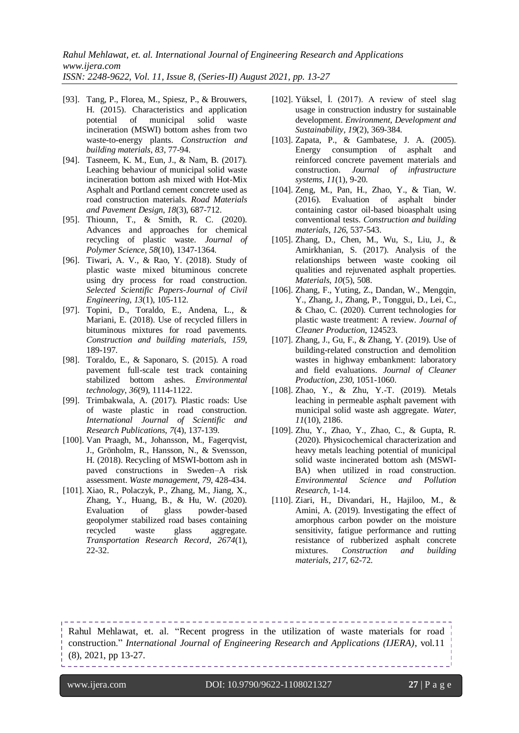[93]. Tang, P., Florea, M., Spiesz, P., & Brouwers, H. (2015). Characteristics and application potential of municipal solid waste incineration (MSWI) bottom ashes from two waste-to-energy plants. *Construction and building materials*, *83*, 77-94.

[94]. Tasneem, K. M., Eun, J., & Nam, B. (2017). Leaching behaviour of municipal solid waste incineration bottom ash mixed with Hot-Mix Asphalt and Portland cement concrete used as road construction materials. *Road Materials and Pavement Design*, *18*(3), 687-712.

[95]. Thiounn, T., & Smith, R. C. (2020). Advances and approaches for chemical recycling of plastic waste. *Journal of Polymer Science*, *58*(10), 1347-1364.

[96]. Tiwari, A. V., & Rao, Y. (2018). Study of plastic waste mixed bituminous concrete using dry process for road construction. *Selected Scientific Papers-Journal of Civil Engineering*, *13*(1), 105-112.

[97]. Topini, D., Toraldo, E., Andena, L., & Mariani, E. (2018). Use of recycled fillers in bituminous mixtures for road pavements. *Construction and building materials*, *159*, 189-197.

[98]. Toraldo, E., & Saponaro, S. (2015). A road pavement full-scale test track containing stabilized bottom ashes. *Environmental technology*, *36*(9), 1114-1122.

[99]. Trimbakwala, A. (2017). Plastic roads: Use of waste plastic in road construction. *International Journal of Scientific and Research Publications*, *7*(4), 137-139.

[100]. Van Praagh, M., Johansson, M., Fagerqvist, J., Grönholm, R., Hansson, N., & Svensson, H. (2018). Recycling of MSWI-bottom ash in paved constructions in Sweden–A risk assessment. *Waste management*, *79*, 428-434.

[101]. Xiao, R., Polaczyk, P., Zhang, M., Jiang, X., Zhang, Y., Huang, B., & Hu, W. (2020). Evaluation of glass powder-based geopolymer stabilized road bases containing recycled waste glass aggregate. *Transportation Research Record*, *2674*(1), 22-32.

[102]. Yüksel, İ. (2017). A review of steel slag usage in construction industry for sustainable development. *Environment, Development and Sustainability*, *19*(2), 369-384.

[103]. Zapata, P., & Gambatese, J. A. (2005). Energy consumption of asphalt and reinforced concrete pavement materials and construction. *Journal of infrastructure systems*, *11*(1), 9-20.

[104]. Zeng, M., Pan, H., Zhao, Y., & Tian, W. (2016). Evaluation of asphalt binder containing castor oil-based bioasphalt using conventional tests. *Construction and building materials*, *126*, 537-543.

[105]. Zhang, D., Chen, M., Wu, S., Liu, J., & Amirkhanian, S. (2017). Analysis of the relationships between waste cooking oil qualities and rejuvenated asphalt properties. *Materials*, *10*(5), 508.

[106]. Zhang, F., Yuting, Z., Dandan, W., Mengqin, Y., Zhang, J., Zhang, P., Tonggui, D., Lei, C., & Chao, C. (2020). Current technologies for plastic waste treatment: A review. *Journal of Cleaner Production*, 124523.

[107]. Zhang, J., Gu, F., & Zhang, Y. (2019). Use of building-related construction and demolition wastes in highway embankment: laboratory and field evaluations. *Journal of Cleaner Production*, *230*, 1051-1060.

[108]. Zhao, Y., & Zhu, Y.-T. (2019). Metals leaching in permeable asphalt pavement with municipal solid waste ash aggregate. *Water*, *11*(10), 2186.

[109]. Zhu, Y., Zhao, Y., Zhao, C., & Gupta, R. (2020). Physicochemical characterization and heavy metals leaching potential of municipal solid waste incinerated bottom ash (MSWI-BA) when utilized in road construction. *Environmental Science and Pollution Research*, 1-14.

[110]. Ziari, H., Divandari, H., Hajiloo, M., & Amini, A. (2019). Investigating the effect of amorphous carbon powder on the moisture sensitivity, fatigue performance and rutting resistance of rubberized asphalt concrete mixtures. *Construction and building materials*, *217*, 62-72.

Rahul Mehlawat, et. al. "Recent progress in the utilization of waste materials for road construction." *International Journal of Engineering Research and Applications (IJERA)*, vol.11 (8), 2021, pp 13-27.